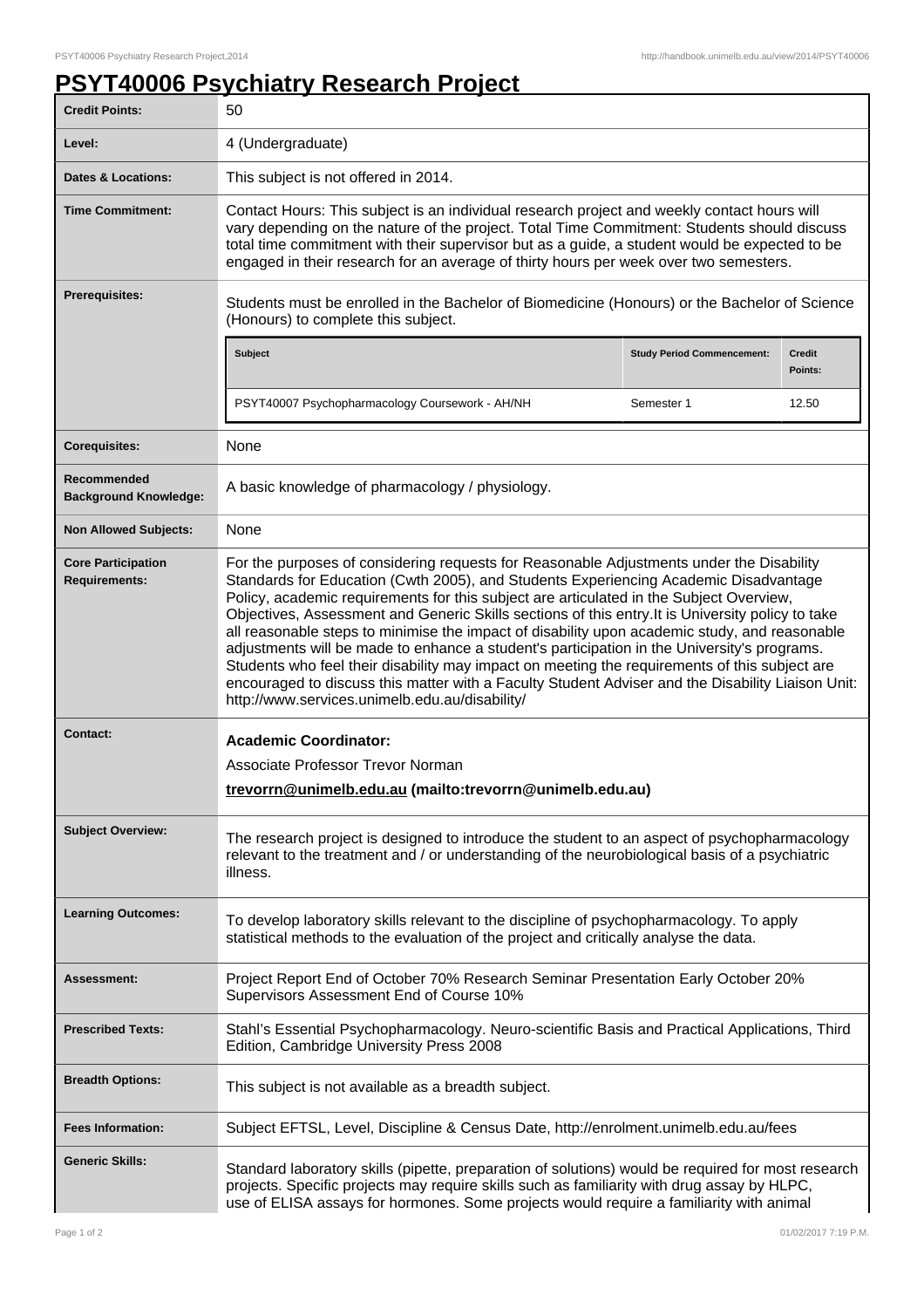# PSYT40006 Psychiatry Research Project

| | |
|---|---|
| **Credit Points:** | 50 |
| **Level:** | 4 (Undergraduate) |
| **Dates & Locations:** | This subject is not offered in 2014. |
| **Time Commitment:** | Contact Hours: This subject is an individual research project and weekly contact hours will vary depending on the nature of the project. Total Time Commitment: Students should discuss total time commitment with their supervisor but as a guide, a student would be expected to be engaged in their research for an average of thirty hours per week over two semesters. |
| **Prerequisites:** | Students must be enrolled in the Bachelor of Biomedicine (Honours) or the Bachelor of Science (Honours) to complete this subject.<br><br>**Subject** / **Study Period Commencement:** / **Credit Points:**<br>PSYT40007 Psychopharmacology Coursework - AH/NH / Semester 1 / 12.50 |
| **Corequisites:** | None |
| **Recommended Background Knowledge:** | A basic knowledge of pharmacology / physiology. |
| **Non Allowed Subjects:** | None |
| **Core Participation Requirements:** | For the purposes of considering requests for Reasonable Adjustments under the Disability Standards for Education (Cwth 2005), and Students Experiencing Academic Disadvantage Policy, academic requirements for this subject are articulated in the Subject Overview, Objectives, Assessment and Generic Skills sections of this entry.It is University policy to take all reasonable steps to minimise the impact of disability upon academic study, and reasonable adjustments will be made to enhance a student's participation in the University's programs. Students who feel their disability may impact on meeting the requirements of this subject are encouraged to discuss this matter with a Faculty Student Adviser and the Disability Liaison Unit: http://www.services.unimelb.edu.au/disability/ |
| **Contact:** | **Academic Coordinator:**<br>Associate Professor Trevor Norman<br>**trevorrn@unimelb.edu.au (mailto:trevorrn@unimelb.edu.au)** |
| **Subject Overview:** | The research project is designed to introduce the student to an aspect of psychopharmacology relevant to the treatment and / or understanding of the neurobiological basis of a psychiatric illness. |
| **Learning Outcomes:** | To develop laboratory skills relevant to the discipline of psychopharmacology. To apply statistical methods to the evaluation of the project and critically analyse the data. |
| **Assessment:** | Project Report End of October 70% Research Seminar Presentation Early October 20% Supervisors Assessment End of Course 10% |
| **Prescribed Texts:** | Stahl's Essential Psychopharmacology. Neuro-scientific Basis and Practical Applications, Third Edition, Cambridge University Press 2008 |
| **Breadth Options:** | This subject is not available as a breadth subject. |
| **Fees Information:** | Subject EFTSL, Level, Discipline & Census Date, http://enrolment.unimelb.edu.au/fees |
| **Generic Skills:** | Standard laboratory skills (pipette, preparation of solutions) would be required for most research projects. Specific projects may require skills such as familiarity with drug assay by HLPC, use of ELISA assays for hormones. Some projects would require a familiarity with animal |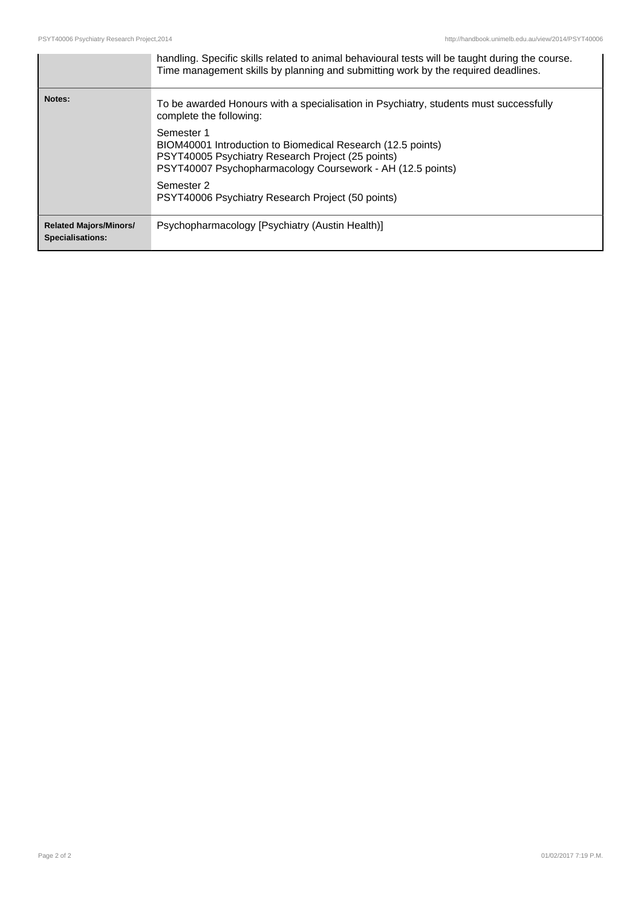| | |
|---|---|
| | handling. Specific skills related to animal behavioural tests will be taught during the course. Time management skills by planning and submitting work by the required deadlines. |
| **Notes:** | To be awarded Honours with a specialisation in Psychiatry, students must successfully complete the following:<br><br>Semester 1<br>BIOM40001 Introduction to Biomedical Research (12.5 points)<br>PSYT40005 Psychiatry Research Project (25 points)<br>PSYT40007 Psychopharmacology Coursework - AH (12.5 points)<br><br>Semester 2<br>PSYT40006 Psychiatry Research Project (50 points) |
| **Related Majors/Minors/ Specialisations:** | Psychopharmacology [Psychiatry (Austin Health)] |